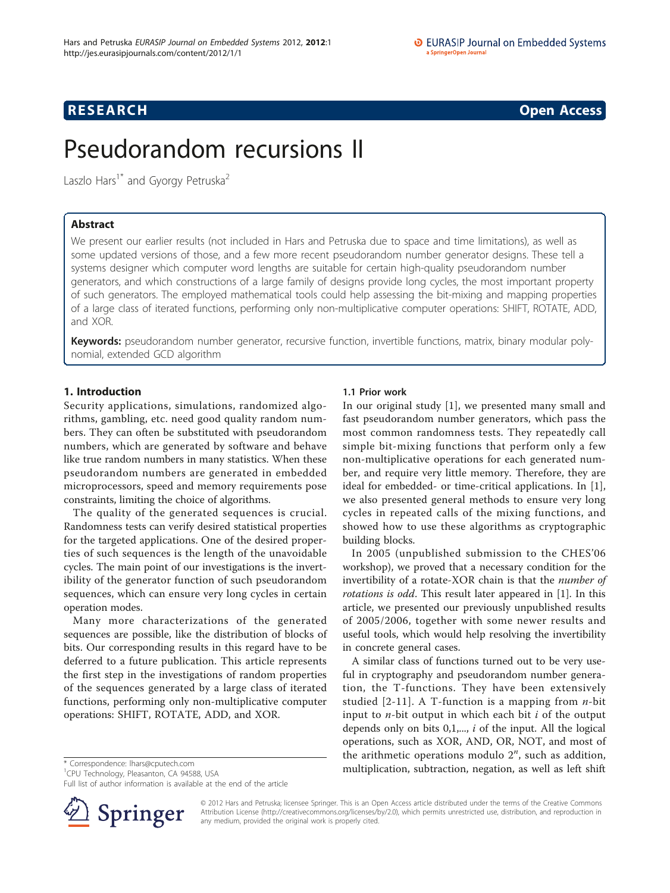**RESEARCH Open Access**

# Pseudorandom recursions II

Laszlo Hars[1*] and Gyorgy Petruska[2]

## Abstract

We present our earlier results (not included in Hars and Petruska due to space and time limitations), as well as some updated versions of those, and a few more recent pseudorandom number generator designs. These tell a systems designer which computer word lengths are suitable for certain high-quality pseudorandom number generators, and which constructions of a large family of designs provide long cycles, the most important property of such generators. The employed mathematical tools could help assessing the bit-mixing and mapping properties of a large class of iterated functions, performing only non-multiplicative computer operations: SHIFT, ROTATE, ADD, and XOR.

**Keywords:** pseudorandom number generator, recursive function, invertible functions, matrix, binary modular polynomial, extended GCD algorithm

## 1. Introduction

Security applications, simulations, randomized algorithms, gambling, etc. need good quality random numbers. They can often be substituted with pseudorandom numbers, which are generated by software and behave like true random numbers in many statistics. When these pseudorandom numbers are generated in embedded microprocessors, speed and memory requirements pose constraints, limiting the choice of algorithms.

The quality of the generated sequences is crucial. Randomness tests can verify desired statistical properties for the targeted applications. One of the desired properties of such sequences is the length of the unavoidable cycles. The main point of our investigations is the invertibility of the generator function of such pseudorandom sequences, which can ensure very long cycles in certain operation modes.

Many more characterizations of the generated sequences are possible, like the distribution of blocks of bits. Our corresponding results in this regard have to be deferred to a future publication. This article represents the first step in the investigations of random properties of the sequences generated by a large class of iterated functions, performing only non-multiplicative computer operations: SHIFT, ROTATE, ADD, and XOR.

### 1.1 Prior work

In our original study [1], we presented many small and fast pseudorandom number generators, which pass the most common randomness tests. They repeatedly call simple bit-mixing functions that perform only a few non-multiplicative operations for each generated number, and require very little memory. Therefore, they are ideal for embedded- or time-critical applications. In [1], we also presented general methods to ensure very long cycles in repeated calls of the mixing functions, and showed how to use these algorithms as cryptographic building blocks.

In 2005 (unpublished submission to the CHES'06 workshop), we proved that a necessary condition for the invertibility of a rotate-XOR chain is that the *number of rotations is odd*. This result later appeared in [1]. In this article, we presented our previously unpublished results of 2005/2006, together with some newer results and useful tools, which would help resolving the invertibility in concrete general cases.

A similar class of functions turned out to be very useful in cryptography and pseudorandom number generation, the T-functions. They have been extensively studied [2-11]. A T-function is a mapping from $n$-bit input to $n$-bit output in which each bit $i$ of the output depends only on bits 0,1,..., $i$ of the input. All the logical operations, such as XOR, AND, OR, NOT, and most of the arithmetic operations modulo $2^n$, such as addition, multiplication, subtraction, negation, as well as left shift

\* Correspondence: lhars@cputech.com
[1]CPU Technology, Pleasanton, CA 94588, USA
Full list of author information is available at the end of the article

© 2012 Hars and Petruska; licensee Springer. This is an Open Access article distributed under the terms of the Creative Commons Attribution License (http://creativecommons.org/licenses/by/2.0), which permits unrestricted use, distribution, and reproduction in any medium, provided the original work is properly cited.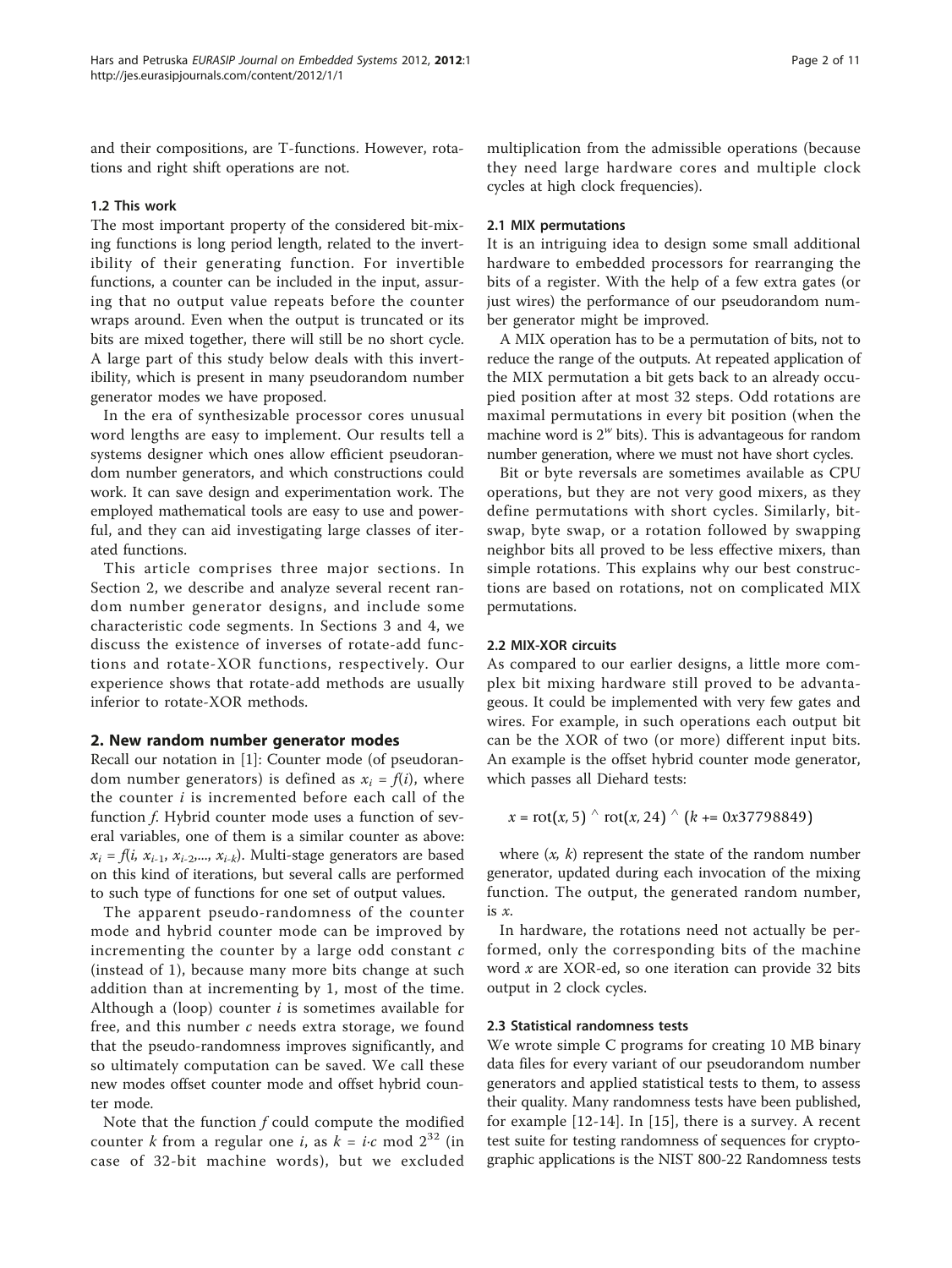and their compositions, are T-functions. However, rotations and right shift operations are not.

### 1.2 This work

The most important property of the considered bit-mixing functions is long period length, related to the invertibility of their generating function. For invertible functions, a counter can be included in the input, assuring that no output value repeats before the counter wraps around. Even when the output is truncated or its bits are mixed together, there will still be no short cycle. A large part of this study below deals with this invertibility, which is present in many pseudorandom number generator modes we have proposed.

In the era of synthesizable processor cores unusual word lengths are easy to implement. Our results tell a systems designer which ones allow efficient pseudorandom number generators, and which constructions could work. It can save design and experimentation work. The employed mathematical tools are easy to use and powerful, and they can aid investigating large classes of iterated functions.

This article comprises three major sections. In Section 2, we describe and analyze several recent random number generator designs, and include some characteristic code segments. In Sections 3 and 4, we discuss the existence of inverses of rotate-add functions and rotate-XOR functions, respectively. Our experience shows that rotate-add methods are usually inferior to rotate-XOR methods.

## 2. New random number generator modes

Recall our notation in [1]: Counter mode (of pseudorandom number generators) is defined as $x_i = f(i)$, where the counter $i$ is incremented before each call of the function $f$. Hybrid counter mode uses a function of several variables, one of them is a similar counter as above: $x_i = f(i, x_{i-1}, x_{i-2},..., x_{i-k})$. Multi-stage generators are based on this kind of iterations, but several calls are performed to such type of functions for one set of output values.

The apparent pseudo-randomness of the counter mode and hybrid counter mode can be improved by incrementing the counter by a large odd constant $c$ (instead of 1), because many more bits change at such addition than at incrementing by 1, most of the time. Although a (loop) counter $i$ is sometimes available for free, and this number $c$ needs extra storage, we found that the pseudo-randomness improves significantly, and so ultimately computation can be saved. We call these new modes offset counter mode and offset hybrid counter mode.

Note that the function $f$ could compute the modified counter $k$ from a regular one $i$, as $k = i \cdot c \bmod 2^{32}$ (in case of 32-bit machine words), but we excluded multiplication from the admissible operations (because they need large hardware cores and multiple clock cycles at high clock frequencies).

### 2.1 MIX permutations

It is an intriguing idea to design some small additional hardware to embedded processors for rearranging the bits of a register. With the help of a few extra gates (or just wires) the performance of our pseudorandom number generator might be improved.

A MIX operation has to be a permutation of bits, not to reduce the range of the outputs. At repeated application of the MIX permutation a bit gets back to an already occupied position after at most 32 steps. Odd rotations are maximal permutations in every bit position (when the machine word is $2^w$ bits). This is advantageous for random number generation, where we must not have short cycles.

Bit or byte reversals are sometimes available as CPU operations, but they are not very good mixers, as they define permutations with short cycles. Similarly, bit-swap, byte swap, or a rotation followed by swapping neighbor bits all proved to be less effective mixers, than simple rotations. This explains why our best constructions are based on rotations, not on complicated MIX permutations.

### 2.2 MIX-XOR circuits

As compared to our earlier designs, a little more complex bit mixing hardware still proved to be advantageous. It could be implemented with very few gates and wires. For example, in such operations each output bit can be the XOR of two (or more) different input bits. An example is the offset hybrid counter mode generator, which passes all Diehard tests:

$$x = \mathrm{rot}(x, 5) \wedge \mathrm{rot}(x, 24) \wedge (k \mathrel{+}= 0x37798849)$$

where $(x, k)$ represent the state of the random number generator, updated during each invocation of the mixing function. The output, the generated random number, is $x$.

In hardware, the rotations need not actually be performed, only the corresponding bits of the machine word $x$ are XOR-ed, so one iteration can provide 32 bits output in 2 clock cycles.

### 2.3 Statistical randomness tests

We wrote simple C programs for creating 10 MB binary data files for every variant of our pseudorandom number generators and applied statistical tests to them, to assess their quality. Many randomness tests have been published, for example [12-14]. In [15], there is a survey. A recent test suite for testing randomness of sequences for cryptographic applications is the NIST 800-22 Randomness tests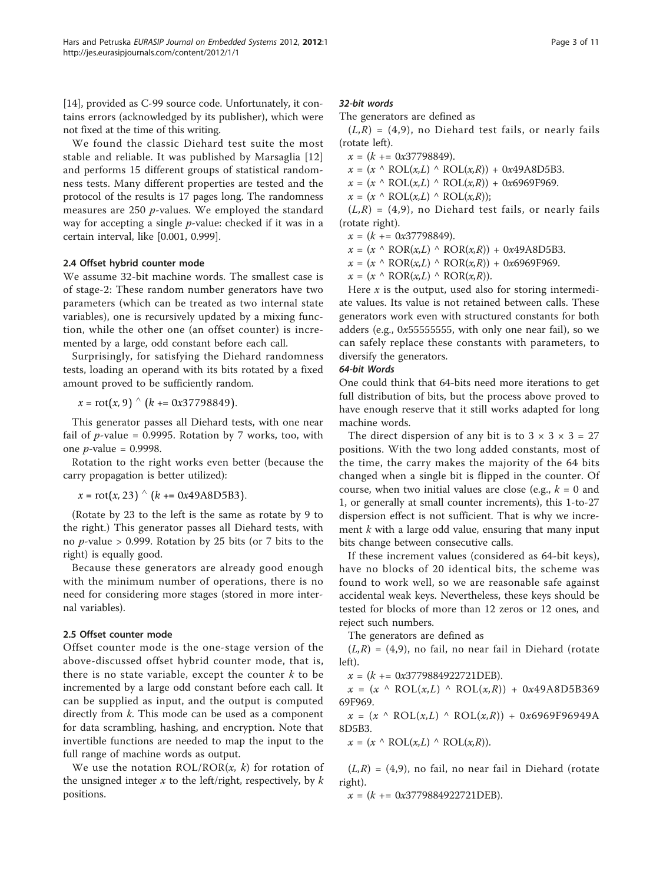[14], provided as C-99 source code. Unfortunately, it contains errors (acknowledged by its publisher), which were not fixed at the time of this writing.

We found the classic Diehard test suite the most stable and reliable. It was published by Marsaglia [12] and performs 15 different groups of statistical randomness tests. Many different properties are tested and the protocol of the results is 17 pages long. The randomness measures are 250 $p$-values. We employed the standard way for accepting a single $p$-value: checked if it was in a certain interval, like [0.001, 0.999].

### 2.4 Offset hybrid counter mode

We assume 32-bit machine words. The smallest case is of stage-2: These random number generators have two parameters (which can be treated as two internal state variables), one is recursively updated by a mixing function, while the other one (an offset counter) is incremented by a large, odd constant before each call.

Surprisingly, for satisfying the Diehard randomness tests, loading an operand with its bits rotated by a fixed amount proved to be sufficiently random.

$$x = \mathrm{rot}(x, 9) \wedge (k \mathrel{+}= 0x37798849).$$

This generator passes all Diehard tests, with one near fail of $p$-value = 0.9995. Rotation by 7 works, too, with one $p$-value = 0.9998.

Rotation to the right works even better (because the carry propagation is better utilized):

$$x = \mathrm{rot}(x, 23) \wedge (k \mathrel{+}= 0x49A8D5B3).$$

(Rotate by 23 to the left is the same as rotate by 9 to the right.) This generator passes all Diehard tests, with no $p$-value > 0.999. Rotation by 25 bits (or 7 bits to the right) is equally good.

Because these generators are already good enough with the minimum number of operations, there is no need for considering more stages (stored in more internal variables).

### 2.5 Offset counter mode

Offset counter mode is the one-stage version of the above-discussed offset hybrid counter mode, that is, there is no state variable, except the counter $k$ to be incremented by a large odd constant before each call. It can be supplied as input, and the output is computed directly from $k$. This mode can be used as a component for data scrambling, hashing, and encryption. Note that invertible functions are needed to map the input to the full range of machine words as output.

We use the notation ROL/ROR($x$, $k$) for rotation of the unsigned integer $x$ to the left/right, respectively, by $k$ positions.

#### *32-bit words*

The generators are defined as

$(L,R)$ = (4,9), no Diehard test fails, or nearly fails (rotate left).

$x$ = ($k$ += 0x37798849).
$x$ = ($x$ ^ ROL($x$,$L$) ^ ROL($x$,$R$)) + 0x49A8D5B3.
$x$ = ($x$ ^ ROL($x$,$L$) ^ ROL($x$,$R$)) + 0x6969F969.
$x$ = ($x$ ^ ROL($x$,$L$) ^ ROL($x$,$R$));

$(L,R)$ = (4,9), no Diehard test fails, or nearly fails (rotate right).

$x$ = ($k$ += 0x37798849).
$x$ = ($x$ ^ ROR($x$,$L$) ^ ROR($x$,$R$)) + 0x49A8D5B3.
$x$ = ($x$ ^ ROR($x$,$L$) ^ ROR($x$,$R$)) + 0x6969F969.
$x$ = ($x$ ^ ROR($x$,$L$) ^ ROR($x$,$R$)).

Here $x$ is the output, used also for storing intermediate values. Its value is not retained between calls. These generators work even with structured constants for both adders (e.g., 0x55555555, with only one near fail), so we can safely replace these constants with parameters, to diversify the generators.

#### *64-bit Words*

One could think that 64-bits need more iterations to get full distribution of bits, but the process above proved to have enough reserve that it still works adapted for long machine words.

The direct dispersion of any bit is to $3 \times 3 \times 3 = 27$ positions. With the two long added constants, most of the time, the carry makes the majority of the 64 bits changed when a single bit is flipped in the counter. Of course, when two initial values are close (e.g., $k$ = 0 and 1, or generally at small counter increments), this 1-to-27 dispersion effect is not sufficient. That is why we increment $k$ with a large odd value, ensuring that many input bits change between consecutive calls.

If these increment values (considered as 64-bit keys), have no blocks of 20 identical bits, the scheme was found to work well, so we are reasonable safe against accidental weak keys. Nevertheless, these keys should be tested for blocks of more than 12 zeros or 12 ones, and reject such numbers.

The generators are defined as

$(L,R)$ = (4,9), no fail, no near fail in Diehard (rotate left).

$x$ = ($k$ += 0x3779884922721DEB).
$x$ = ($x$ ^ ROL($x$,$L$) ^ ROL($x$,$R$)) + 0x49A8D5B36969F969.
$x$ = ($x$ ^ ROL($x$,$L$) ^ ROL($x$,$R$)) + 0x6969F96949A8D5B3.
$x$ = ($x$ ^ ROL($x$,$L$) ^ ROL($x$,$R$)).

$(L,R)$ = (4,9), no fail, no near fail in Diehard (rotate right).

$x$ = ($k$ += 0x3779884922721DEB).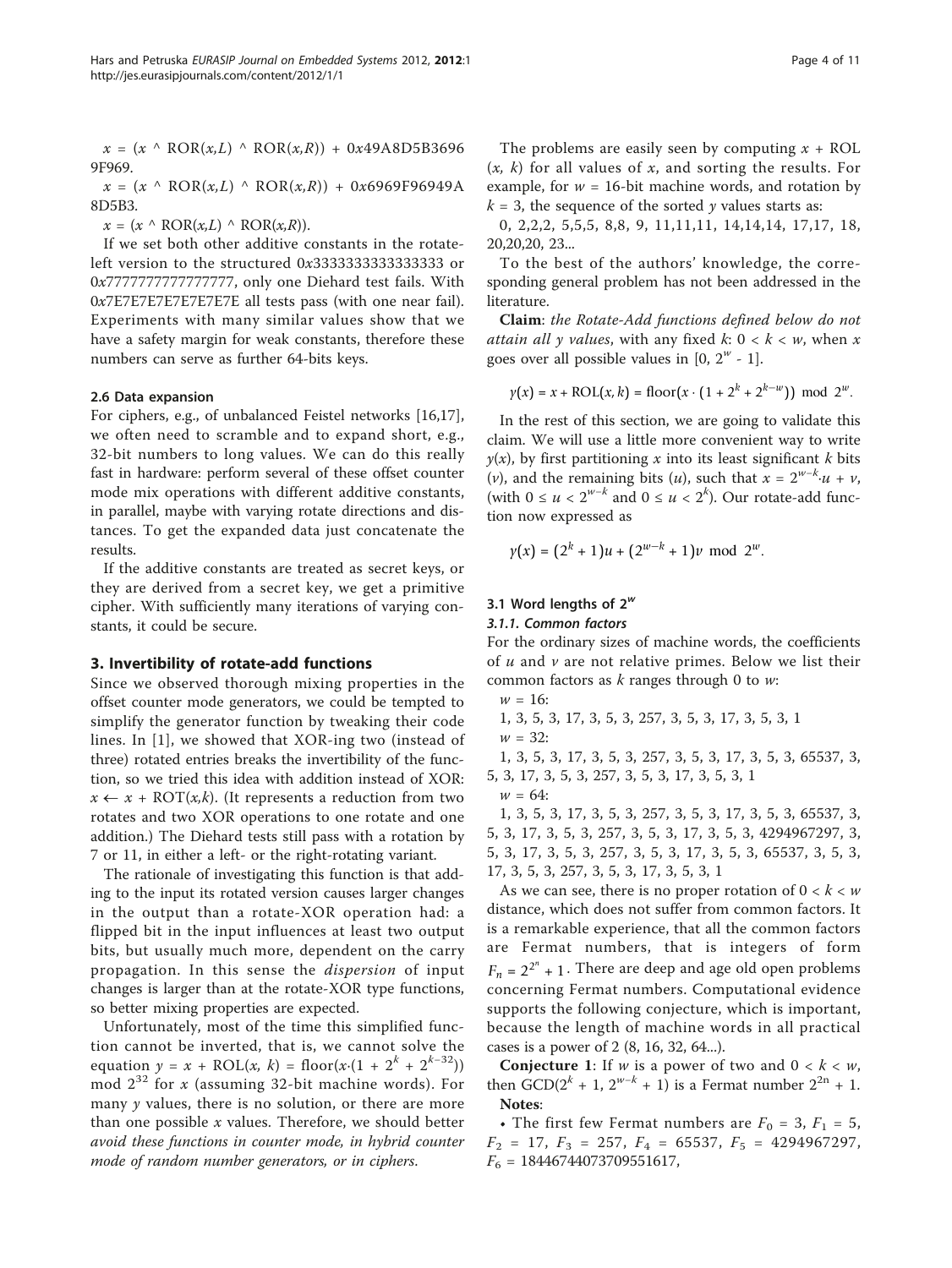$x = (x \wedge \text{ROR}(x,L) \wedge \text{ROR}(x,R)) + 0x49A8D5B36969F969$.

$x = (x \wedge \text{ROR}(x,L) \wedge \text{ROR}(x,R)) + 0x6969F96949A8D5B3$.

$x = (x \wedge \text{ROR}(x,L) \wedge \text{ROR}(x,R))$.

If we set both other additive constants in the rotate-left version to the structured $0x3333333333333333$ or $0x7777777777777777$, only one Diehard test fails. With $0x7E7E7E7E7E7E7E7E$ all tests pass (with one near fail). Experiments with many similar values show that we have a safety margin for weak constants, therefore these numbers can serve as further 64-bits keys.

### 2.6 Data expansion

For ciphers, e.g., of unbalanced Feistel networks [16,17], we often need to scramble and to expand short, e.g., 32-bit numbers to long values. We can do this really fast in hardware: perform several of these offset counter mode mix operations with different additive constants, in parallel, maybe with varying rotate directions and distances. To get the expanded data just concatenate the results.

If the additive constants are treated as secret keys, or they are derived from a secret key, we get a primitive cipher. With sufficiently many iterations of varying constants, it could be secure.

## 3. Invertibility of rotate-add functions

Since we observed thorough mixing properties in the offset counter mode generators, we could be tempted to simplify the generator function by tweaking their code lines. In [1], we showed that XOR-ing two (instead of three) rotated entries breaks the invertibility of the function, so we tried this idea with addition instead of XOR: $x \leftarrow x + \text{ROT}(x,k)$. (It represents a reduction from two rotates and two XOR operations to one rotate and one addition.) The Diehard tests still pass with a rotation by 7 or 11, in either a left- or the right-rotating variant.

The rationale of investigating this function is that adding to the input its rotated version causes larger changes in the output than a rotate-XOR operation had: a flipped bit in the input influences at least two output bits, but usually much more, dependent on the carry propagation. In this sense the *dispersion* of input changes is larger than at the rotate-XOR type functions, so better mixing properties are expected.

Unfortunately, most of the time this simplified function cannot be inverted, that is, we cannot solve the equation $y = x + \text{ROL}(x, k) = \text{floor}(x \cdot (1 + 2^k + 2^{k-32}))$ mod $2^{32}$ for $x$ (assuming 32-bit machine words). For many $y$ values, there is no solution, or there are more than one possible $x$ values. Therefore, we should better *avoid these functions in counter mode, in hybrid counter mode of random number generators, or in ciphers*.

The problems are easily seen by computing $x + \text{ROL}(x, k)$ for all values of $x$, and sorting the results. For example, for $w = 16$-bit machine words, and rotation by $k = 3$, the sequence of the sorted $y$ values starts as:

0, 2,2,2, 5,5,5, 8,8, 9, 11,11,11, 14,14,14, 17,17, 18, 20,20,20, 23...

To the best of the authors' knowledge, the corresponding general problem has not been addressed in the literature.

**Claim**: *the Rotate-Add functions defined below do not attain all y values*, with any fixed $k$: $0 < k < w$, when $x$ goes over all possible values in $[0, 2^w - 1]$.

$$y(x) = x + \text{ROL}(x,k) = \text{floor}(x \cdot (1 + 2^k + 2^{k-w})) \bmod 2^w.$$

In the rest of this section, we are going to validate this claim. We will use a little more convenient way to write $y(x)$, by first partitioning $x$ into its least significant $k$ bits ($v$), and the remaining bits ($u$), such that $x = 2^{w-k} \cdot u + v$, (with $0 \le u < 2^{w-k}$ and $0 \le u < 2^k$). Our rotate-add function now expressed as

$$y(x) = (2^k + 1)u + (2^{w-k} + 1)v \bmod 2^w.$$

### 3.1 Word lengths of $2^w$

#### 3.1.1. Common factors

For the ordinary sizes of machine words, the coefficients of $u$ and $v$ are not relative primes. Below we list their common factors as $k$ ranges through 0 to $w$:

$w = 16$:

1, 3, 5, 3, 17, 3, 5, 3, 257, 3, 5, 3, 17, 3, 5, 3, 1

$w = 32$:

1, 3, 5, 3, 17, 3, 5, 3, 257, 3, 5, 3, 17, 3, 5, 3, 65537, 3, 5, 3, 17, 3, 5, 3, 257, 3, 5, 3, 17, 3, 5, 3, 1

$w = 64$:

1, 3, 5, 3, 17, 3, 5, 3, 257, 3, 5, 3, 17, 3, 5, 3, 65537, 3, 5, 3, 17, 3, 5, 3, 257, 3, 5, 3, 17, 3, 5, 3, 4294967297, 3, 5, 3, 17, 3, 5, 3, 257, 3, 5, 3, 17, 3, 5, 3, 65537, 3, 5, 3, 17, 3, 5, 3, 257, 3, 5, 3, 17, 3, 5, 3, 1

As we can see, there is no proper rotation of $0 < k < w$ distance, which does not suffer from common factors. It is a remarkable experience, that all the common factors are Fermat numbers, that is integers of form $F_n = 2^{2^n} + 1$. There are deep and age old open problems concerning Fermat numbers. Computational evidence supports the following conjecture, which is important, because the length of machine words in all practical cases is a power of 2 (8, 16, 32, 64...).

**Conjecture 1**: If $w$ is a power of two and $0 < k < w$, then $\text{GCD}(2^k + 1, 2^{w-k} + 1)$ is a Fermat number $2^{2n} + 1$.

**Notes**:

- The first few Fermat numbers are $F_0 = 3$, $F_1 = 5$, $F_2 = 17$, $F_3 = 257$, $F_4 = 65537$, $F_5 = 4294967297$, $F_6 = 18446744073709551617$,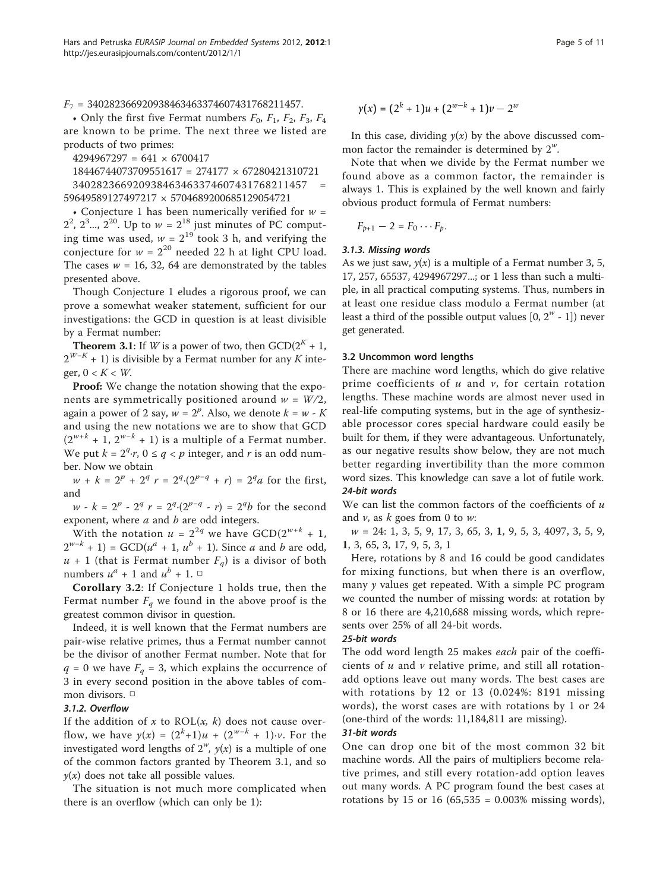$F_7$ = 340282366920938463463374607431768211457.

- Only the first five Fermat numbers $F_0$, $F_1$, $F_2$, $F_3$, $F_4$ are known to be prime. The next three we listed are products of two primes:

4294967297 = 641 × 6700417

18446744073709551617 = 274177 × 67280421310721

340282366920938463463374607431768211457 = 59649589127497217 × 5704689200685129054721

- Conjecture 1 has been numerically verified for $w = 2^2, 2^3..., 2^{20}$. Up to $w = 2^{18}$ just minutes of PC computing time was used, $w = 2^{19}$ took 3 h, and verifying the conjecture for $w = 2^{20}$ needed 22 h at light CPU load. The cases $w$ = 16, 32, 64 are demonstrated by the tables presented above.

Though Conjecture 1 eludes a rigorous proof, we can prove a somewhat weaker statement, sufficient for our investigations: the GCD in question is at least divisible by a Fermat number:

**Theorem 3.1**: If $W$ is a power of two, then $\mathrm{GCD}(2^K + 1, 2^{W-K} + 1)$ is divisible by a Fermat number for any $K$ integer, $0 < K < W$.

**Proof:** We change the notation showing that the exponents are symmetrically positioned around $w = W/2$, again a power of 2 say, $w = 2^p$. Also, we denote $k = w - K$ and using the new notations we are to show that $\mathrm{GCD}(2^{w+k} + 1, 2^{w-k} + 1)$ is a multiple of a Fermat number. We put $k = 2^q \cdot r$, $0 \le q < p$ integer, and $r$ is an odd number. Now we obtain

$w + k = 2^p + 2^q\, r = 2^q \cdot (2^{p-q} + r) = 2^q a$ for the first, and

$w - k = 2^p - 2^q\, r = 2^q \cdot (2^{p-q} - r) = 2^q b$ for the second exponent, where $a$ and $b$ are odd integers.

With the notation $u = 2^{2q}$ we have $\mathrm{GCD}(2^{w+k} + 1, 2^{w-k} + 1) = \mathrm{GCD}(u^a + 1, u^b + 1)$. Since $a$ and $b$ are odd, $u + 1$ (that is Fermat number $F_q$) is a divisor of both numbers $u^a + 1$ and $u^b + 1$. □

**Corollary 3.2**: If Conjecture 1 holds true, then the Fermat number $F_q$ we found in the above proof is the greatest common divisor in question.

Indeed, it is well known that the Fermat numbers are pair-wise relative primes, thus a Fermat number cannot be the divisor of another Fermat number. Note that for $q = 0$ we have $F_q = 3$, which explains the occurrence of 3 in every second position in the above tables of common divisors. □

#### *3.1.2. Overflow*

If the addition of $x$ to $\mathrm{ROL}(x, k)$ does not cause overflow, we have $y(x) = (2^k+1)u + (2^{w-k} + 1) \cdot v$. For the investigated word lengths of $2^w$, $y(x)$ is a multiple of one of the common factors granted by Theorem 3.1, and so $y(x)$ does not take all possible values.

The situation is not much more complicated when there is an overflow (which can only be 1):

$$y(x) = (2^k + 1)u + (2^{w-k} + 1)v - 2^w$$

In this case, dividing $y(x)$ by the above discussed common factor the remainder is determined by $2^w$.

Note that when we divide by the Fermat number we found above as a common factor, the remainder is always 1. This is explained by the well known and fairly obvious product formula of Fermat numbers:

$$F_{p+1} - 2 = F_0 \cdots F_p.$$

#### *3.1.3. Missing words*

As we just saw, $y(x)$ is a multiple of a Fermat number 3, 5, 17, 257, 65537, 4294967297...; or 1 less than such a multiple, in all practical computing systems. Thus, numbers in at least one residue class modulo a Fermat number (at least a third of the possible output values $[0, 2^w - 1]$) never get generated.

### 3.2 Uncommon word lengths

There are machine word lengths, which do give relative prime coefficients of $u$ and $v$, for certain rotation lengths. These machine words are almost never used in real-life computing systems, but in the age of synthesizable processor cores special hardware could easily be built for them, if they were advantageous. Unfortunately, as our negative results show below, they are not much better regarding invertibility than the more common word sizes. This knowledge can save a lot of futile work.

#### *24-bit words*

We can list the common factors of the coefficients of $u$ and $v$, as $k$ goes from 0 to $w$:

$w$ = 24: 1, 3, 5, 9, 17, 3, 65, 3, **1**, 9, 5, 3, 4097, 3, 5, 9, **1**, 3, 65, 3, 17, 9, 5, 3, 1

Here, rotations by 8 and 16 could be good candidates for mixing functions, but when there is an overflow, many $y$ values get repeated. With a simple PC program we counted the number of missing words: at rotation by 8 or 16 there are 4,210,688 missing words, which represents over 25% of all 24-bit words.

#### *25-bit words*

The odd word length 25 makes *each* pair of the coefficients of $u$ and $v$ relative prime, and still all rotation-add options leave out many words. The best cases are with rotations by 12 or 13 (0.024%: 8191 missing words), the worst cases are with rotations by 1 or 24 (one-third of the words: 11,184,811 are missing).

#### *31-bit words*

One can drop one bit of the most common 32 bit machine words. All the pairs of multipliers become relative primes, and still every rotation-add option leaves out many words. A PC program found the best cases at rotations by 15 or 16 (65,535 = 0.003% missing words),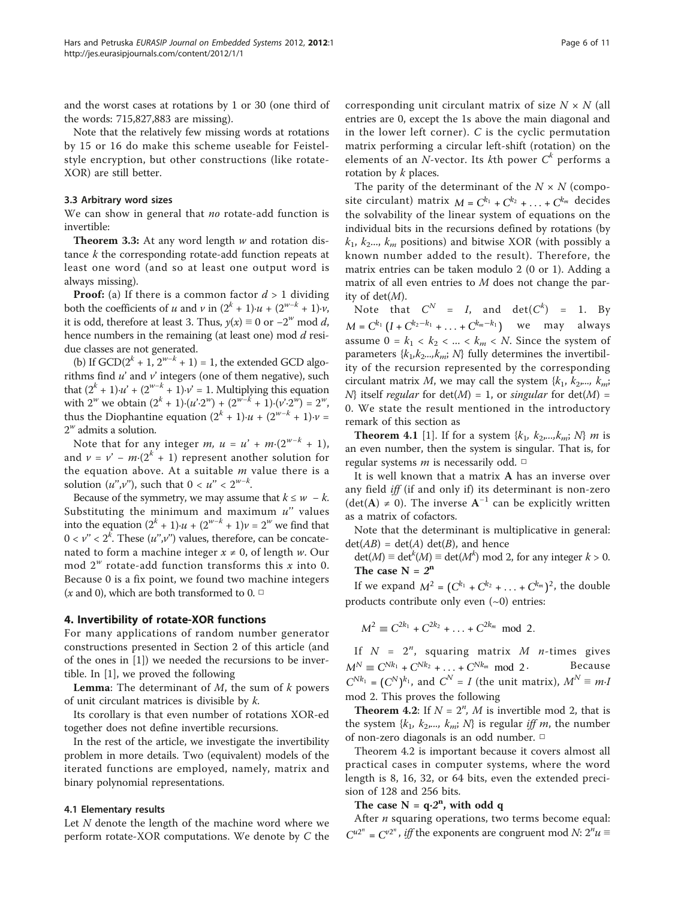and the worst cases at rotations by 1 or 30 (one third of the words: 715,827,883 are missing).

Note that the relatively few missing words at rotations by 15 or 16 do make this scheme useable for Feistel-style encryption, but other constructions (like rotate-XOR) are still better.

### 3.3 Arbitrary word sizes

We can show in general that *no* rotate-add function is invertible:

**Theorem 3.3:** At any word length $w$ and rotation distance $k$ the corresponding rotate-add function repeats at least one word (and so at least one output word is always missing).

**Proof:** (a) If there is a common factor $d > 1$ dividing both the coefficients of $u$ and $v$ in $(2^k + 1)\cdot u + (2^{w-k} + 1)\cdot v$, it is odd, therefore at least 3. Thus, $y(x) \equiv 0$ or $-2^w \bmod d$, hence numbers in the remaining (at least one) mod $d$ residue classes are not generated.

(b) If $\mathrm{GCD}(2^k + 1, 2^{w-k} + 1) = 1$, the extended GCD algorithms find $u'$ and $v'$ integers (one of them negative), such that $(2^k + 1)\cdot u' + (2^{w-k} + 1)\cdot v' = 1$. Multiplying this equation with $2^w$ we obtain $(2^k + 1)\cdot(u'\cdot 2^w) + (2^{w-k} + 1)\cdot(v'\cdot 2^w) = 2^w$, thus the Diophantine equation $(2^k + 1)\cdot u + (2^{w-k} + 1)\cdot v = 2^w$ admits a solution.

Note that for any integer $m$, $u = u' + m\cdot(2^{w-k} + 1)$, and $v = v' - m\cdot(2^k + 1)$ represent another solution for the equation above. At a suitable $m$ value there is a solution $(u'',v'')$, such that $0 < u'' < 2^{w-k}$.

Because of the symmetry, we may assume that $k \le w - k$. Substituting the minimum and maximum $u''$ values into the equation $(2^k + 1)\cdot u + (2^{w-k} + 1)v = 2^w$ we find that $0 < v'' < 2^k$. These $(u'',v'')$ values, therefore, can be concatenated to form a machine integer $x \neq 0$, of length $w$. Our mod $2^w$ rotate-add function transforms this $x$ into 0. Because 0 is a fix point, we found two machine integers ($x$ and 0), which are both transformed to 0. □

## 4. Invertibility of rotate-XOR functions

For many applications of random number generator constructions presented in Section 2 of this article (and of the ones in [1]) we needed the recursions to be invertible. In [1], we proved the following

**Lemma**: The determinant of $M$, the sum of $k$ powers of unit circulant matrices is divisible by $k$.

Its corollary is that even number of rotations XOR-ed together does not define invertible recursions.

In the rest of the article, we investigate the invertibility problem in more details. Two (equivalent) models of the iterated functions are employed, namely, matrix and binary polynomial representations.

### 4.1 Elementary results

Let $N$ denote the length of the machine word where we perform rotate-XOR computations. We denote by $C$ the corresponding unit circulant matrix of size $N \times N$ (all entries are 0, except the 1s above the main diagonal and in the lower left corner). $C$ is the cyclic permutation matrix performing a circular left-shift (rotation) on the elements of an $N$-vector. Its $k$th power $C^k$ performs a rotation by $k$ places.

The parity of the determinant of the $N \times N$ (composite circulant) matrix $M = C^{k_1} + C^{k_2} + \ldots + C^{k_m}$ decides the solvability of the linear system of equations on the individual bits in the recursions defined by rotations (by $k_1$, $k_2$..., $k_m$ positions) and bitwise XOR (with possibly a known number added to the result). Therefore, the matrix entries can be taken modulo 2 (0 or 1). Adding a matrix of all even entries to $M$ does not change the parity of $\det(M)$.

Note that $C^N = I$, and $\det(C^k) = 1$. By $M = C^{k_1}\left(I + C^{k_2-k_1} + \ldots + C^{k_m-k_1}\right)$ we may always assume $0 = k_1 < k_2 < \ldots < k_m < N$. Since the system of parameters $\{k_1, k_2..., k_m; N\}$ fully determines the invertibility of the recursion represented by the corresponding circulant matrix $M$, we may call the system $\{k_1, k_2,..., k_m; N\}$ itself *regular* for $\det(M) = 1$, or *singular* for $\det(M) = 0$. We state the result mentioned in the introductory remark of this section as

**Theorem 4.1** [1]. If for a system $\{k_1, k_2,...,k_m; N\}$ $m$ is an even number, then the system is singular. That is, for regular systems $m$ is necessarily odd. □

It is well known that a matrix $\mathbf{A}$ has an inverse over any field *iff* (if and only if) its determinant is non-zero ($\det(\mathbf{A}) \neq 0$). The inverse $\mathbf{A}^{-1}$ can be explicitly written as a matrix of cofactors.

Note that the determinant is multiplicative in general: $\det(AB) = \det(A)\det(B)$, and hence

$\det(M) \equiv \det^k(M) \equiv \det(M^k) \bmod 2$, for any integer $k > 0$.

**The case $N = 2^n$**

If we expand $M^2 = (C^{k_1} + C^{k_2} + \ldots + C^{k_m})^2$, the double products contribute only even (~0) entries:

$$M^2 \equiv C^{2k_1} + C^{2k_2} + \ldots + C^{2k_m} \bmod 2.$$

If $N = 2^n$, squaring matrix $M$ $n$-times gives $M^N \equiv C^{Nk_1} + C^{Nk_2} + \ldots + C^{Nk_m} \bmod 2$. Because $C^{Nk_1} = (C^N)^{k_1}$, and $C^N = I$ (the unit matrix), $M^N \equiv m\cdot I \bmod 2$. This proves the following

**Theorem 4.2**: If $N = 2^n$, $M$ is invertible mod 2, that is the system $\{k_1, k_2,..., k_m; N\}$ is regular *iff* $m$, the number of non-zero diagonals is an odd number. □

Theorem 4.2 is important because it covers almost all practical cases in computer systems, where the word length is 8, 16, 32, or 64 bits, even the extended precision of 128 and 256 bits.

**The case $N = q\cdot 2^n$, with odd q**

After $n$ squaring operations, two terms become equal: $C^{u2^n} = C^{v2^n}$, *iff* the exponents are congruent mod $N$: $2^n u \equiv$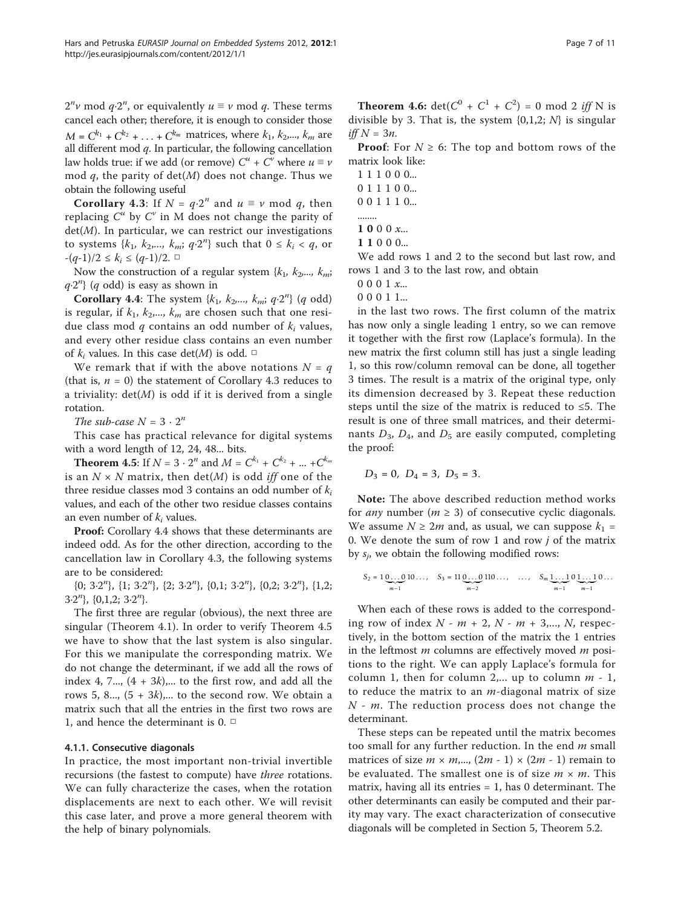$2^n v \bmod q{\cdot}2^n$, or equivalently $u \equiv v \bmod q$. These terms cancel each other; therefore, it is enough to consider those $M = C^{k_1} + C^{k_2} + \ldots + C^{k_m}$ matrices, where $k_1, k_2, \ldots, k_m$ are all different mod $q$. In particular, the following cancellation law holds true: if we add (or remove) $C^u + C^v$ where $u \equiv v$ mod $q$, the parity of $\det(M)$ does not change. Thus we obtain the following useful

**Corollary 4.3**: If $N = q{\cdot}2^n$ and $u \equiv v \bmod q$, then replacing $C^u$ by $C^v$ in M does not change the parity of $\det(M)$. In particular, we can restrict our investigations to systems $\{k_1, k_2, \ldots, k_m; q{\cdot}2^n\}$ such that $0 \le k_i < q$, or $-(q-1)/2 \le k_i \le (q-1)/2$. □

Now the construction of a regular system $\{k_1, k_2, \ldots, k_m; q{\cdot}2^n\}$ ($q$ odd) is easy as shown in

**Corollary 4.4**: The system $\{k_1, k_2, \ldots, k_m; q{\cdot}2^n\}$ ($q$ odd) is regular, if $k_1, k_2, \ldots, k_m$ are chosen such that one residue class mod $q$ contains an odd number of $k_i$ values, and every other residue class contains an even number of $k_i$ values. In this case $\det(M)$ is odd. □

We remark that if with the above notations $N = q$ (that is, $n = 0$) the statement of Corollary 4.3 reduces to a triviality: $\det(M)$ is odd if it is derived from a single rotation.

*The sub-case* $N = 3 \cdot 2^n$

This case has practical relevance for digital systems with a word length of 12, 24, 48... bits.

**Theorem 4.5**: If $N = 3 \cdot 2^n$ and $M = C^{k_1} + C^{k_2} + \ldots + C^{k_m}$ is an $N \times N$ matrix, then $\det(M)$ is odd *iff* one of the three residue classes mod 3 contains an odd number of $k_i$ values, and each of the other two residue classes contains an even number of $k_i$ values.

**Proof:** Corollary 4.4 shows that these determinants are indeed odd. As for the other direction, according to the cancellation law in Corollary 4.3, the following systems are to be considered:

$\{0;\ 3{\cdot}2^n\}$, $\{1;\ 3{\cdot}2^n\}$, $\{2;\ 3{\cdot}2^n\}$, $\{0,1;\ 3{\cdot}2^n\}$, $\{0,2;\ 3{\cdot}2^n\}$, $\{1,2;\ 3{\cdot}2^n\}$, $\{0,1,2;\ 3{\cdot}2^n\}$.

The first three are regular (obvious), the next three are singular (Theorem 4.1). In order to verify Theorem 4.5 we have to show that the last system is also singular. For this we manipulate the corresponding matrix. We do not change the determinant, if we add all the rows of index 4, 7..., $(4 + 3k)$,... to the first row, and add all the rows 5, 8..., $(5 + 3k)$,... to the second row. We obtain a matrix such that all the entries in the first two rows are 1, and hence the determinant is 0. □

#### 4.1.1. Consecutive diagonals

In practice, the most important non-trivial invertible recursions (the fastest to compute) have *three* rotations. We can fully characterize the cases, when the rotation displacements are next to each other. We will revisit this case later, and prove a more general theorem with the help of binary polynomials.

**Theorem 4.6**: $\det(C^0 + C^1 + C^2) = 0 \bmod 2$ *iff* N is divisible by 3. That is, the system $\{0,1,2;\ N\}$ is singular *iff* $N = 3n$.

**Proof**: For $N \ge 6$: The top and bottom rows of the matrix look like:

1 1 1 0 0 0...
0 1 1 1 0 0...
0 0 1 1 1 0...
........
**1 0** 0 0 $x$...
**1 1** 0 0 0...

We add rows 1 and 2 to the second but last row, and rows 1 and 3 to the last row, and obtain

0 0 0 1 $x$...
0 0 0 0 1 1...

in the last two rows. The first column of the matrix has now only a single leading 1 entry, so we can remove it together with the first row (Laplace's formula). In the new matrix the first column still has just a single leading 1, so this row/column removal can be done, all together 3 times. The result is a matrix of the original type, only its dimension decreased by 3. Repeat these reduction steps until the size of the matrix is reduced to ≤5. The result is one of three small matrices, and their determinants $D_3$, $D_4$, and $D_5$ are easily computed, completing the proof:

$$D_3 = 0,\ D_4 = 3,\ D_5 = 3.$$

**Note:** The above described reduction method works for *any* number ($m \ge 3$) of consecutive cyclic diagonals. We assume $N \ge 2m$ and, as usual, we can suppose $k_1 = 0$. We denote the sum of row 1 and row $j$ of the matrix by $s_j$, we obtain the following modified rows:

$$S_2 = 1\underbrace{0\ldots0}_{m-1}10\ldots,\quad S_3 = 11\underbrace{0\ldots0}_{m-2}110\ldots,\quad \ldots,\quad S_m\underbrace{1\ldots1}_{m-1}0\underbrace{1\ldots1}_{m-1}0\ldots$$

When each of these rows is added to the corresponding row of index $N - m + 2$, $N - m + 3, \ldots, N$, respectively, in the bottom section of the matrix the 1 entries in the leftmost $m$ columns are effectively moved $m$ positions to the right. We can apply Laplace's formula for column 1, then for column 2,... up to column $m - 1$, to reduce the matrix to an $m$-diagonal matrix of size $N - m$. The reduction process does not change the determinant.

These steps can be repeated until the matrix becomes too small for any further reduction. In the end $m$ small matrices of size $m \times m, \ldots, (2m - 1) \times (2m - 1)$ remain to be evaluated. The smallest one is of size $m \times m$. This matrix, having all its entries = 1, has 0 determinant. The other determinants can easily be computed and their parity may vary. The exact characterization of consecutive diagonals will be completed in Section 5, Theorem 5.2.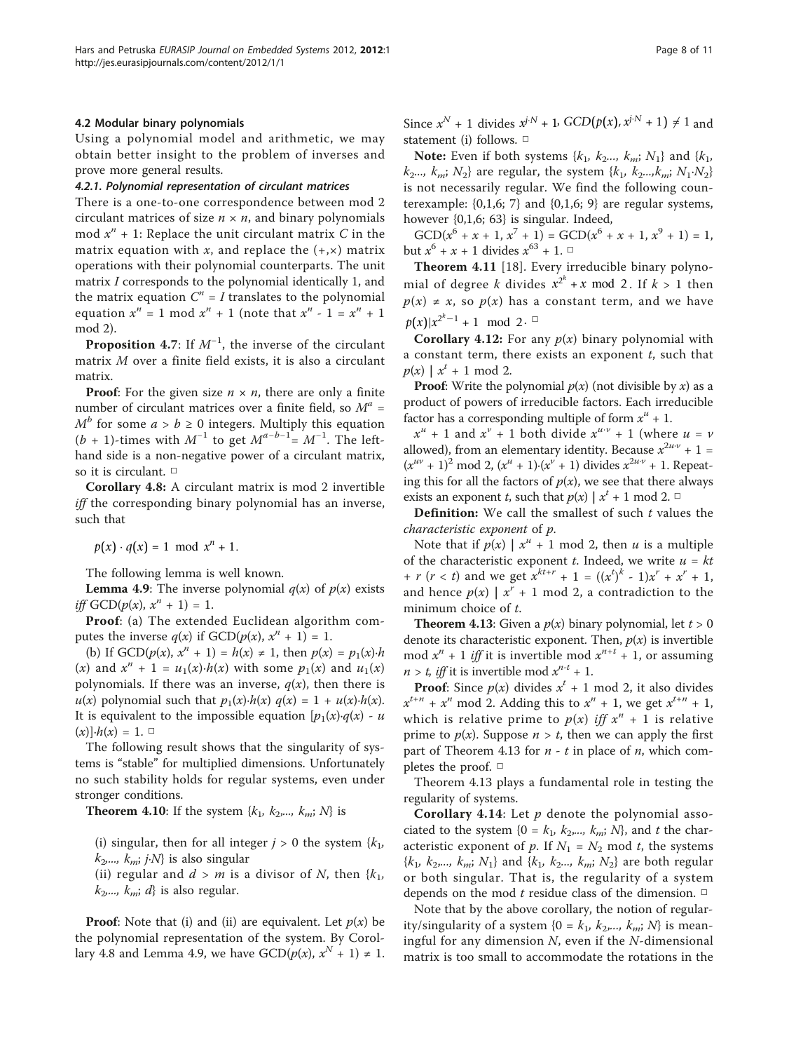### 4.2 Modular binary polynomials

Using a polynomial model and arithmetic, we may obtain better insight to the problem of inverses and prove more general results.

#### 4.2.1. Polynomial representation of circulant matrices

There is a one-to-one correspondence between mod 2 circulant matrices of size $n \times n$, and binary polynomials mod $x^n + 1$: Replace the unit circulant matrix $C$ in the matrix equation with $x$, and replace the $(+,\times)$ matrix operations with their polynomial counterparts. The unit matrix $I$ corresponds to the polynomial identically 1, and the matrix equation $C^n = I$ translates to the polynomial equation $x^n = 1 \bmod x^n + 1$ (note that $x^n - 1 = x^n + 1 \bmod 2$).

**Proposition 4.7**: If $M^{-1}$, the inverse of the circulant matrix $M$ over a finite field exists, it is also a circulant matrix.

**Proof**: For the given size $n \times n$, there are only a finite number of circulant matrices over a finite field, so $M^a = M^b$ for some $a > b \geq 0$ integers. Multiply this equation $(b + 1)$-times with $M^{-1}$ to get $M^{a-b-1} = M^{-1}$. The left-hand side is a non-negative power of a circulant matrix, so it is circulant. □

**Corollary 4.8**: A circulant matrix is mod 2 invertible *iff* the corresponding binary polynomial has an inverse, such that

$$p(x) \cdot q(x) = 1 \mod x^n + 1.$$

The following lemma is well known.

**Lemma 4.9**: The inverse polynomial $q(x)$ of $p(x)$ exists *iff* $\text{GCD}(p(x), x^n + 1) = 1$.

**Proof**: (a) The extended Euclidean algorithm computes the inverse $q(x)$ if $\text{GCD}(p(x), x^n + 1) = 1$.

(b) If $\text{GCD}(p(x), x^n + 1) = h(x) \neq 1$, then $p(x) = p_1(x) \cdot h(x)$ and $x^n + 1 = u_1(x) \cdot h(x)$ with some $p_1(x)$ and $u_1(x)$ polynomials. If there was an inverse, $q(x)$, then there is $u(x)$ polynomial such that $p_1(x) \cdot h(x)\, q(x) = 1 + u(x) \cdot h(x)$. It is equivalent to the impossible equation $[p_1(x) \cdot q(x) - u(x)] \cdot h(x) = 1$. □

The following result shows that the singularity of systems is "stable" for multiplied dimensions. Unfortunately no such stability holds for regular systems, even under stronger conditions.

**Theorem 4.10**: If the system $\{k_1, k_2, \ldots, k_m; N\}$ is

(i) singular, then for all integer $j > 0$ the system $\{k_1, k_2, \ldots, k_m; j \cdot N\}$ is also singular
(ii) regular and $d > m$ is a divisor of $N$, then $\{k_1, k_2, \ldots, k_m; d\}$ is also regular.

**Proof**: Note that (i) and (ii) are equivalent. Let $p(x)$ be the polynomial representation of the system. By Corollary 4.8 and Lemma 4.9, we have $\text{GCD}(p(x), x^N + 1) \neq 1$. Since $x^N + 1$ divides $x^{j \cdot N} + 1$, $\text{GCD}(p(x), x^{j \cdot N} + 1) \neq 1$ and statement (i) follows. □

**Note:** Even if both systems $\{k_1, k_2, \ldots, k_m; N_1\}$ and $\{k_1, k_2, \ldots, k_m; N_2\}$ are regular, the system $\{k_1, k_2, \ldots, k_m; N_1 \cdot N_2\}$ is not necessarily regular. We find the following counterexample: $\{0,1,6; 7\}$ and $\{0,1,6; 9\}$ are regular systems, however $\{0,1,6; 63\}$ is singular. Indeed,

$\text{GCD}(x^6 + x + 1, x^7 + 1) = \text{GCD}(x^6 + x + 1, x^9 + 1) = 1$, but $x^6 + x + 1$ divides $x^{63} + 1$. □

**Theorem 4.11** [18]. Every irreducible binary polynomial of degree $k$ divides $x^{2^k} + x \bmod 2$. If $k > 1$ then $p(x) \neq x$, so $p(x)$ has a constant term, and we have $p(x) | x^{2^k - 1} + 1 \mod 2$. □

**Corollary 4.12:** For any $p(x)$ binary polynomial with a constant term, there exists an exponent $t$, such that $p(x) \mid x^t + 1 \bmod 2$.

**Proof**: Write the polynomial $p(x)$ (not divisible by $x$) as a product of powers of irreducible factors. Each irreducible factor has a corresponding multiple of form $x^u + 1$.

$x^u + 1$ and $x^v + 1$ both divide $x^{u \cdot v} + 1$ (where $u = v$ allowed), from an elementary identity. Because $x^{2u \cdot v} + 1 = (x^{uv} + 1)^2 \bmod 2$, $(x^u + 1) \cdot (x^v + 1)$ divides $x^{2u \cdot v} + 1$. Repeating this for all the factors of $p(x)$, we see that there always exists an exponent $t$, such that $p(x) \mid x^t + 1 \bmod 2$. □

**Definition:** We call the smallest of such $t$ values the *characteristic exponent* of $p$.

Note that if $p(x) \mid x^u + 1 \bmod 2$, then $u$ is a multiple of the characteristic exponent $t$. Indeed, we write $u = kt + r$ ($r < t$) and we get $x^{kt+r} + 1 = ((x^t)^k - 1)x^r + x^r + 1$, and hence $p(x) \mid x^r + 1 \bmod 2$, a contradiction to the minimum choice of $t$.

**Theorem 4.13**: Given a $p(x)$ binary polynomial, let $t > 0$ denote its characteristic exponent. Then, $p(x)$ is invertible mod $x^n + 1$ *iff* it is invertible mod $x^{n+t} + 1$, or assuming $n > t$, *iff* it is invertible mod $x^{n-t} + 1$.

**Proof**: Since $p(x)$ divides $x^t + 1 \bmod 2$, it also divides $x^{t+n} + x^n \bmod 2$. Adding this to $x^n + 1$, we get $x^{t+n} + 1$, which is relative prime to $p(x)$ *iff* $x^n + 1$ is relative prime to $p(x)$. Suppose $n > t$, then we can apply the first part of Theorem 4.13 for $n - t$ in place of $n$, which completes the proof. □

Theorem 4.13 plays a fundamental role in testing the regularity of systems.

**Corollary 4.14**: Let $p$ denote the polynomial associated to the system $\{0 = k_1, k_2, \ldots, k_m; N\}$, and $t$ the characteristic exponent of $p$. If $N_1 = N_2 \bmod t$, the systems $\{k_1, k_2, \ldots, k_m; N_1\}$ and $\{k_1, k_2, \ldots, k_m; N_2\}$ are both regular or both singular. That is, the regularity of a system depends on the mod $t$ residue class of the dimension. □

Note that by the above corollary, the notion of regularity/singularity of a system $\{0 = k_1, k_2, \ldots, k_m; N\}$ is meaningful for any dimension $N$, even if the $N$-dimensional matrix is too small to accommodate the rotations in the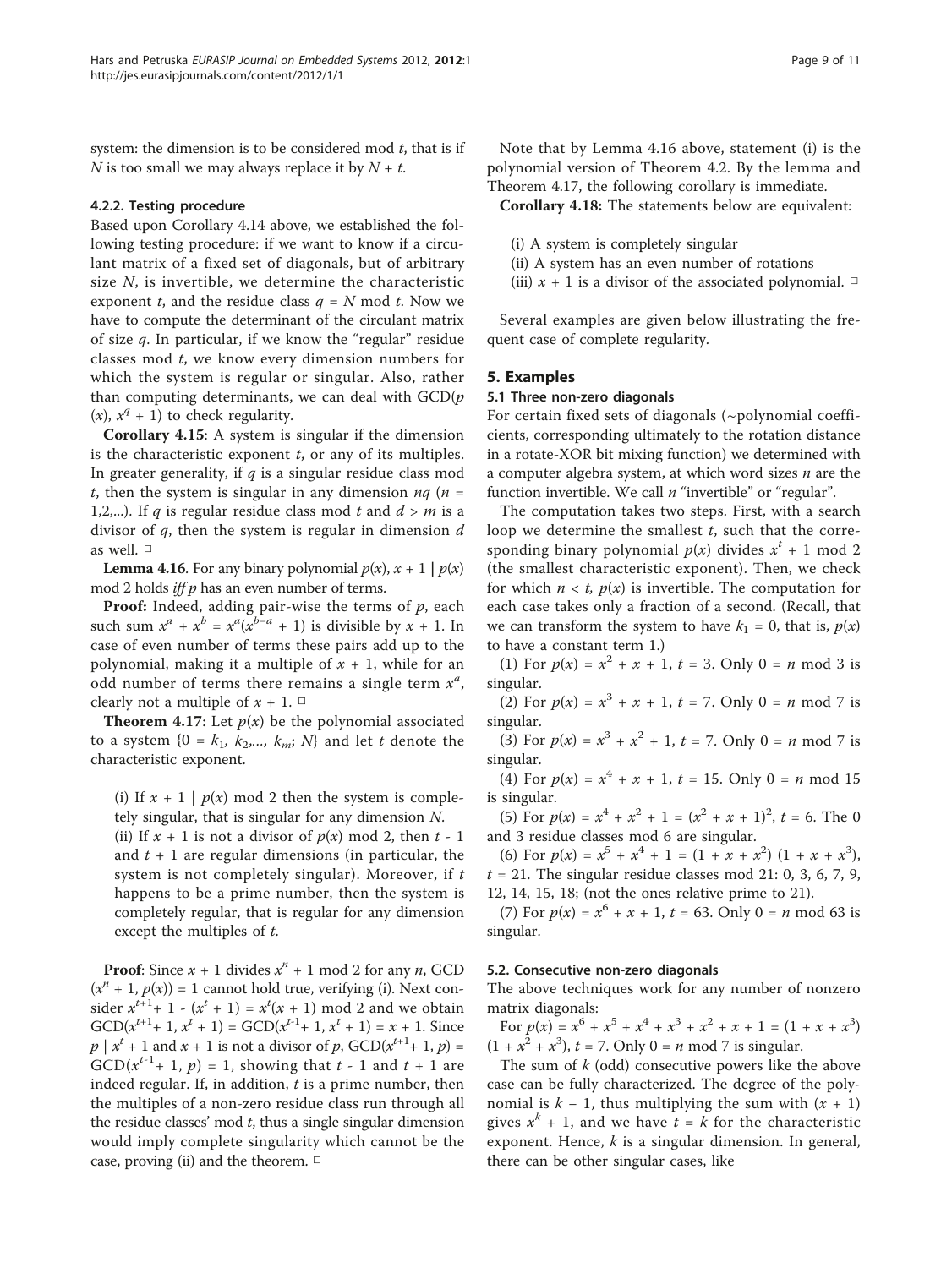system: the dimension is to be considered mod $t$, that is if $N$ is too small we may always replace it by $N + t$.

#### 4.2.2. Testing procedure

Based upon Corollary 4.14 above, we established the following testing procedure: if we want to know if a circulant matrix of a fixed set of diagonals, but of arbitrary size $N$, is invertible, we determine the characteristic exponent $t$, and the residue class $q = N \bmod t$. Now we have to compute the determinant of the circulant matrix of size $q$. In particular, if we know the "regular" residue classes mod $t$, we know every dimension numbers for which the system is regular or singular. Also, rather than computing determinants, we can deal with GCD($p(x)$, $x^q + 1$) to check regularity.

**Corollary 4.15**: A system is singular if the dimension is the characteristic exponent $t$, or any of its multiples. In greater generality, if $q$ is a singular residue class mod $t$, then the system is singular in any dimension $nq$ ($n$ = 1,2,...). If $q$ is regular residue class mod $t$ and $d > m$ is a divisor of $q$, then the system is regular in dimension $d$ as well. □

**Lemma 4.16**. For any binary polynomial $p(x)$, $x + 1 \mid p(x)$ mod 2 holds *iff* $p$ has an even number of terms.

**Proof:** Indeed, adding pair-wise the terms of $p$, each such sum $x^a + x^b = x^a(x^{b-a} + 1)$ is divisible by $x + 1$. In case of even number of terms these pairs add up to the polynomial, making it a multiple of $x + 1$, while for an odd number of terms there remains a single term $x^a$, clearly not a multiple of $x + 1$. □

**Theorem 4.17**: Let $p(x)$ be the polynomial associated to a system $\{0 = k_1, k_2,..., k_m; N\}$ and let $t$ denote the characteristic exponent.

(i) If $x + 1 \mid p(x)$ mod 2 then the system is completely singular, that is singular for any dimension $N$.

(ii) If $x + 1$ is not a divisor of $p(x)$ mod 2, then $t - 1$ and $t + 1$ are regular dimensions (in particular, the system is not completely singular). Moreover, if $t$ happens to be a prime number, then the system is completely regular, that is regular for any dimension except the multiples of $t$.

**Proof**: Since $x + 1$ divides $x^n + 1$ mod 2 for any $n$, GCD $(x^n + 1, p(x)) = 1$ cannot hold true, verifying (i). Next consider $x^{t+1} + 1 - (x^t + 1) = x^t(x + 1)$ mod 2 and we obtain GCD$(x^{t+1} + 1, x^t + 1)$ = GCD$(x^{t-1} + 1, x^t + 1) = x + 1$. Since $p \mid x^t + 1$ and $x + 1$ is not a divisor of $p$, GCD$(x^{t+1} + 1, p)$ = GCD$(x^{t-1} + 1, p) = 1$, showing that $t - 1$ and $t + 1$ are indeed regular. If, in addition, $t$ is a prime number, then the multiples of a non-zero residue class run through all the residue classes' mod $t$, thus a single singular dimension would imply complete singularity which cannot be the case, proving (ii) and the theorem. □

Note that by Lemma 4.16 above, statement (i) is the polynomial version of Theorem 4.2. By the lemma and Theorem 4.17, the following corollary is immediate.

**Corollary 4.18:** The statements below are equivalent:

(i) A system is completely singular

(ii) A system has an even number of rotations

(iii) $x + 1$ is a divisor of the associated polynomial. □

Several examples are given below illustrating the frequent case of complete regularity.

## 5. Examples

### 5.1 Three non-zero diagonals

For certain fixed sets of diagonals (~polynomial coefficients, corresponding ultimately to the rotation distance in a rotate-XOR bit mixing function) we determined with a computer algebra system, at which word sizes $n$ are the function invertible. We call $n$ "invertible" or "regular".

The computation takes two steps. First, with a search loop we determine the smallest $t$, such that the corresponding binary polynomial $p(x)$ divides $x^t + 1$ mod 2 (the smallest characteristic exponent). Then, we check for which $n < t$, $p(x)$ is invertible. The computation for each case takes only a fraction of a second. (Recall, that we can transform the system to have $k_1 = 0$, that is, $p(x)$ to have a constant term 1.)

(1) For $p(x) = x^2 + x + 1$, $t = 3$. Only $0 = n \bmod 3$ is singular.

(2) For $p(x) = x^3 + x + 1$, $t = 7$. Only $0 = n \bmod 7$ is singular.

(3) For $p(x) = x^3 + x^2 + 1$, $t = 7$. Only $0 = n \bmod 7$ is singular.

(4) For $p(x) = x^4 + x + 1$, $t = 15$. Only $0 = n \bmod 15$ is singular.

(5) For $p(x) = x^4 + x^2 + 1 = (x^2 + x + 1)^2$, $t = 6$. The 0 and 3 residue classes mod 6 are singular.

(6) For $p(x) = x^5 + x^4 + 1 = (1 + x + x^2)(1 + x + x^3)$, $t = 21$. The singular residue classes mod 21: 0, 3, 6, 7, 9, 12, 14, 15, 18; (not the ones relative prime to 21).

(7) For $p(x) = x^6 + x + 1$, $t = 63$. Only $0 = n \bmod 63$ is singular.

### 5.2. Consecutive non-zero diagonals

The above techniques work for any number of nonzero matrix diagonals:

For $p(x) = x^6 + x^5 + x^4 + x^3 + x^2 + x + 1 = (1 + x + x^3)(1 + x^2 + x^3)$, $t = 7$. Only $0 = n \bmod 7$ is singular.

The sum of $k$ (odd) consecutive powers like the above case can be fully characterized. The degree of the polynomial is $k - 1$, thus multiplying the sum with $(x + 1)$ gives $x^k + 1$, and we have $t = k$ for the characteristic exponent. Hence, $k$ is a singular dimension. In general, there can be other singular cases, like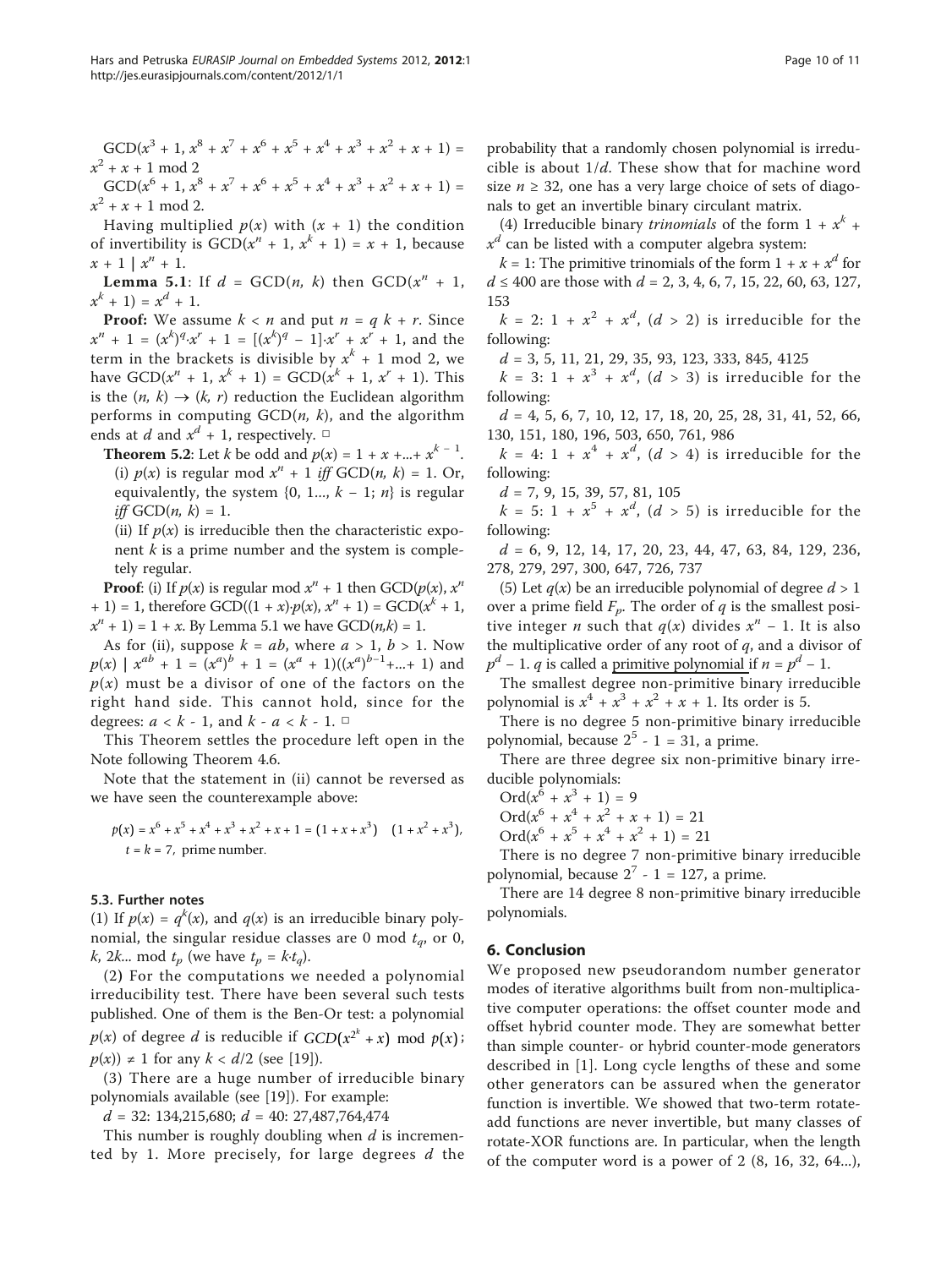$\mathrm{GCD}(x^3 + 1, x^8 + x^7 + x^6 + x^5 + x^4 + x^3 + x^2 + x + 1) = x^2 + x + 1 \bmod 2$

$\mathrm{GCD}(x^6 + 1, x^8 + x^7 + x^6 + x^5 + x^4 + x^3 + x^2 + x + 1) = x^2 + x + 1 \bmod 2.$

Having multiplied $p(x)$ with $(x + 1)$ the condition of invertibility is $\mathrm{GCD}(x^n + 1, x^k + 1) = x + 1$, because $x + 1 \mid x^n + 1$.

**Lemma 5.1**: If $d = \mathrm{GCD}(n, k)$ then $\mathrm{GCD}(x^n + 1, x^k + 1) = x^d + 1$.

**Proof:** We assume $k < n$ and put $n = q\,k + r$. Since $x^n + 1 = (x^k)^q \cdot x^r + 1 = [(x^k)^q - 1] \cdot x^r + x^r + 1$, and the term in the brackets is divisible by $x^k + 1 \bmod 2$, we have $\mathrm{GCD}(x^n + 1, x^k + 1) = \mathrm{GCD}(x^k + 1, x^r + 1)$. This is the $(n, k) \to (k, r)$ reduction the Euclidean algorithm performs in computing $\mathrm{GCD}(n, k)$, and the algorithm ends at $d$ and $x^d + 1$, respectively. □

**Theorem 5.2**: Let $k$ be odd and $p(x) = 1 + x + ... + x^{k-1}$.

(i) $p(x)$ is regular mod $x^n + 1$ *iff* $\mathrm{GCD}(n, k) = 1$. Or, equivalently, the system $\{0, 1..., k - 1; n\}$ is regular *iff* $\mathrm{GCD}(n, k) = 1$.

(ii) If $p(x)$ is irreducible then the characteristic exponent $k$ is a prime number and the system is completely regular.

**Proof**: (i) If $p(x)$ is regular mod $x^n + 1$ then $\mathrm{GCD}(p(x), x^n + 1) = 1$, therefore $\mathrm{GCD}((1 + x) \cdot p(x), x^n + 1) = \mathrm{GCD}(x^k + 1, x^n + 1) = 1 + x$. By Lemma 5.1 we have $\mathrm{GCD}(n,k) = 1$.

As for (ii), suppose $k = ab$, where $a > 1$, $b > 1$. Now $p(x) \mid x^{ab} + 1 = (x^a)^b + 1 = (x^a + 1)((x^a)^{b-1} + ... + 1)$ and $p(x)$ must be a divisor of one of the factors on the right hand side. This cannot hold, since for the degrees: $a < k - 1$, and $k - a < k - 1$. □

This Theorem settles the procedure left open in the Note following Theorem 4.6.

Note that the statement in (ii) cannot be reversed as we have seen the counterexample above:

$$p(x) = x^6 + x^5 + x^4 + x^3 + x^2 + x + 1 = (1 + x + x^3) \quad (1 + x^2 + x^3),$$
$$t = k = 7, \text{ prime number.}$$

### 5.3. Further notes

(1) If $p(x) = q^k(x)$, and $q(x)$ is an irreducible binary polynomial, the singular residue classes are 0 mod $t_q$, or 0, $k$, $2k$... mod $t_p$ (we have $t_p = k \cdot t_q$).

(2) For the computations we needed a polynomial irreducibility test. There have been several such tests published. One of them is the Ben-Or test: a polynomial $p(x)$ of degree $d$ is reducible if $GCD(x^{2^k} + x) \bmod p(x);\ p(x)) \neq 1$ for any $k < d/2$ (see [19]).

(3) There are a huge number of irreducible binary polynomials available (see [19]). For example:

$d = 32$: 134,215,680; $d = 40$: 27,487,764,474

This number is roughly doubling when $d$ is incremented by 1. More precisely, for large degrees $d$ the probability that a randomly chosen polynomial is irreducible is about $1/d$. These show that for machine word size $n \geq 32$, one has a very large choice of sets of diagonals to get an invertible binary circulant matrix.

(4) Irreducible binary *trinomials* of the form $1 + x^k + x^d$ can be listed with a computer algebra system:

$k = 1$: The primitive trinomials of the form $1 + x + x^d$ for $d \leq 400$ are those with $d$ = 2, 3, 4, 6, 7, 15, 22, 60, 63, 127, 153

$k = 2$: $1 + x^2 + x^d$, $(d > 2)$ is irreducible for the following:

$d$ = 3, 5, 11, 21, 29, 35, 93, 123, 333, 845, 4125

$k = 3$: $1 + x^3 + x^d$, $(d > 3)$ is irreducible for the following:

$d$ = 4, 5, 6, 7, 10, 12, 17, 18, 20, 25, 28, 31, 41, 52, 66, 130, 151, 180, 196, 503, 650, 761, 986

$k = 4$: $1 + x^4 + x^d$, $(d > 4)$ is irreducible for the following:

$d$ = 7, 9, 15, 39, 57, 81, 105

$k = 5$: $1 + x^5 + x^d$, $(d > 5)$ is irreducible for the following:

$d$ = 6, 9, 12, 14, 17, 20, 23, 44, 47, 63, 84, 129, 236, 278, 279, 297, 300, 647, 726, 737

(5) Let $q(x)$ be an irreducible polynomial of degree $d > 1$ over a prime field $F_p$. The order of $q$ is the smallest positive integer $n$ such that $q(x)$ divides $x^n - 1$. It is also the multiplicative order of any root of $q$, and a divisor of $p^d - 1$. $q$ is called a primitive polynomial if $n = p^d - 1$.

The smallest degree non-primitive binary irreducible polynomial is $x^4 + x^3 + x^2 + x + 1$. Its order is 5.

There is no degree 5 non-primitive binary irreducible polynomial, because $2^5 - 1 = 31$, a prime.

There are three degree six non-primitive binary irreducible polynomials:

$\mathrm{Ord}(x^6 + x^3 + 1) = 9$

$\mathrm{Ord}(x^6 + x^4 + x^2 + x + 1) = 21$

$\mathrm{Ord}(x^6 + x^5 + x^4 + x^2 + 1) = 21$

There is no degree 7 non-primitive binary irreducible polynomial, because $2^7 - 1 = 127$, a prime.

There are 14 degree 8 non-primitive binary irreducible polynomials.

## 6. Conclusion

We proposed new pseudorandom number generator modes of iterative algorithms built from non-multiplicative computer operations: the offset counter mode and offset hybrid counter mode. They are somewhat better than simple counter- or hybrid counter-mode generators described in [1]. Long cycle lengths of these and some other generators can be assured when the generator function is invertible. We showed that two-term rotate-add functions are never invertible, but many classes of rotate-XOR functions are. In particular, when the length of the computer word is a power of 2 (8, 16, 32, 64...),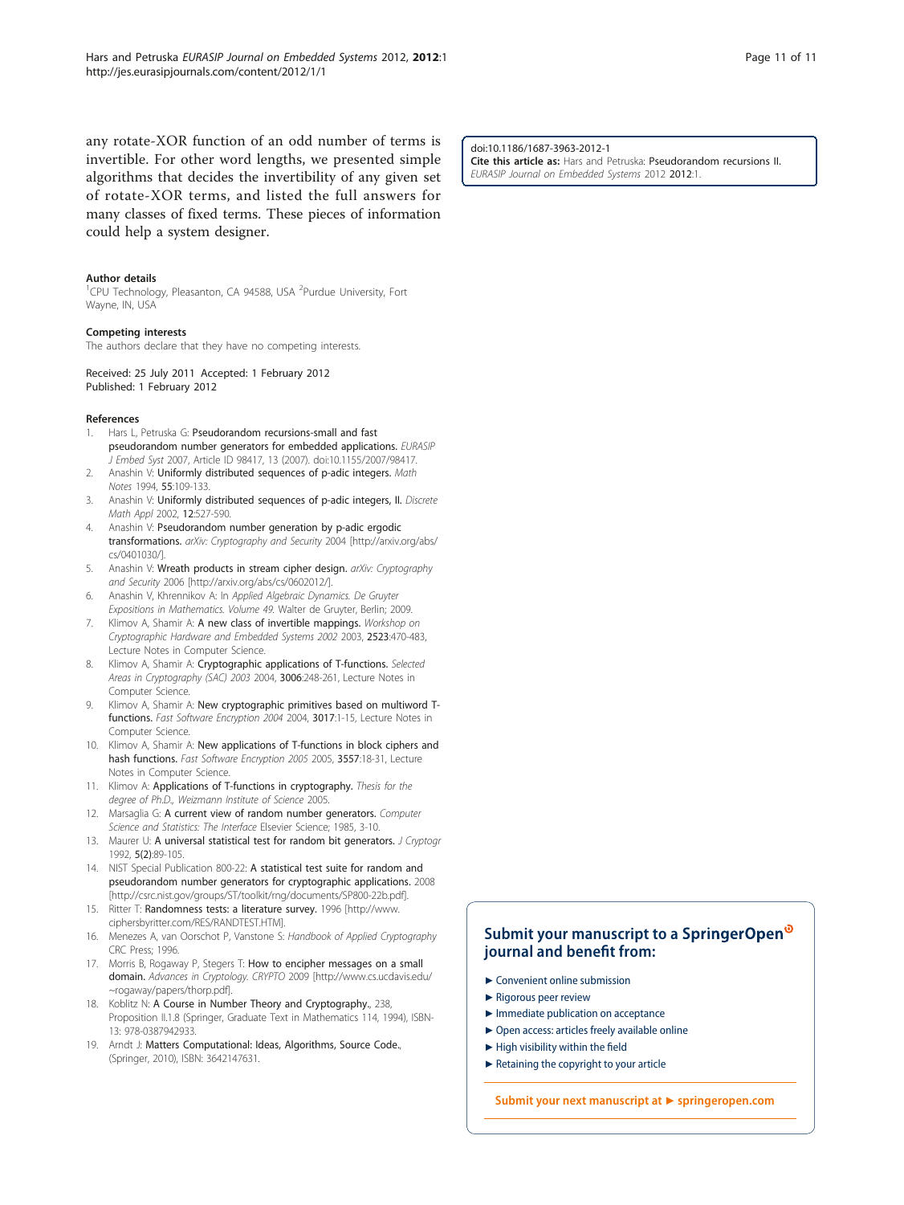any rotate-XOR function of an odd number of terms is invertible. For other word lengths, we presented simple algorithms that decides the invertibility of any given set of rotate-XOR terms, and listed the full answers for many classes of fixed terms. These pieces of information could help a system designer.

### Author details

[1]CPU Technology, Pleasanton, CA 94588, USA [2]Purdue University, Fort Wayne, IN, USA

### Competing interests

The authors declare that they have no competing interests.

Received: 25 July 2011 Accepted: 1 February 2012
Published: 1 February 2012

### References

1. Hars L, Petruska G: **Pseudorandom recursions-small and fast pseudorandom number generators for embedded applications.** *EURASIP J Embed Syst* 2007, Article ID 98417, 13 (2007). doi:10.1155/2007/98417.
2. Anashin V: **Uniformly distributed sequences of p-adic integers.** *Math Notes* 1994, **55**:109-133.
3. Anashin V: **Uniformly distributed sequences of p-adic integers, II.** *Discrete Math Appl* 2002, **12**:527-590.
4. Anashin V: **Pseudorandom number generation by p-adic ergodic transformations.** *arXiv: Cryptography and Security* 2004 [http://arxiv.org/abs/cs/0401030/].
5. Anashin V: **Wreath products in stream cipher design.** *arXiv: Cryptography and Security* 2006 [http://arxiv.org/abs/cs/0602012/].
6. Anashin V, Khrennikov A: In *Applied Algebraic Dynamics. De Gruyter Expositions in Mathematics. Volume 49.* Walter de Gruyter, Berlin; 2009.
7. Klimov A, Shamir A: **A new class of invertible mappings.** *Workshop on Cryptographic Hardware and Embedded Systems 2002* 2003, **2523**:470-483, Lecture Notes in Computer Science.
8. Klimov A, Shamir A: **Cryptographic applications of T-functions.** *Selected Areas in Cryptography (SAC) 2003* 2004, **3006**:248-261, Lecture Notes in Computer Science.
9. Klimov A, Shamir A: **New cryptographic primitives based on multiword T-functions.** *Fast Software Encryption 2004* 2004, **3017**:1-15, Lecture Notes in Computer Science.
10. Klimov A, Shamir A: **New applications of T-functions in block ciphers and hash functions.** *Fast Software Encryption 2005* 2005, **3557**:18-31, Lecture Notes in Computer Science.
11. Klimov A: **Applications of T-functions in cryptography.** *Thesis for the degree of Ph.D., Weizmann Institute of Science* 2005.
12. Marsaglia G: **A current view of random number generators.** *Computer Science and Statistics: The Interface* Elsevier Science; 1985, 3-10.
13. Maurer U: **A universal statistical test for random bit generators.** *J Cryptogr* 1992, **5(2)**:89-105.
14. NIST Special Publication 800-22: **A statistical test suite for random and pseudorandom number generators for cryptographic applications.** 2008 [http://csrc.nist.gov/groups/ST/toolkit/rng/documents/SP800-22b.pdf].
15. Ritter T: **Randomness tests: a literature survey.** 1996 [http://www.ciphersbyritter.com/RES/RANDTEST.HTM].
16. Menezes A, van Oorschot P, Vanstone S: *Handbook of Applied Cryptography* CRC Press; 1996.
17. Morris B, Rogaway P, Stegers T: **How to encipher messages on a small domain.** *Advances in Cryptology. CRYPTO* 2009 [http://www.cs.ucdavis.edu/~rogaway/papers/thorp.pdf].
18. Koblitz N: **A Course in Number Theory and Cryptography.**, 238, Proposition II.1.8 (Springer, Graduate Text in Mathematics 114, 1994), ISBN-13: 978-0387942933.
19. Arndt J: **Matters Computational: Ideas, Algorithms, Source Code.**, (Springer, 2010), ISBN: 3642147631.

doi:10.1186/1687-3963-2012-1
**Cite this article as:** Hars and Petruska: Pseudorandom recursions II. *EURASIP Journal on Embedded Systems* 2012 **2012**:1.

**Submit your manuscript to a SpringerOpen journal and benefit from:**

- ► Convenient online submission
- ► Rigorous peer review
- ► Immediate publication on acceptance
- ► Open access: articles freely available online
- ► High visibility within the field
- ► Retaining the copyright to your article

**Submit your next manuscript at ► springeropen.com**